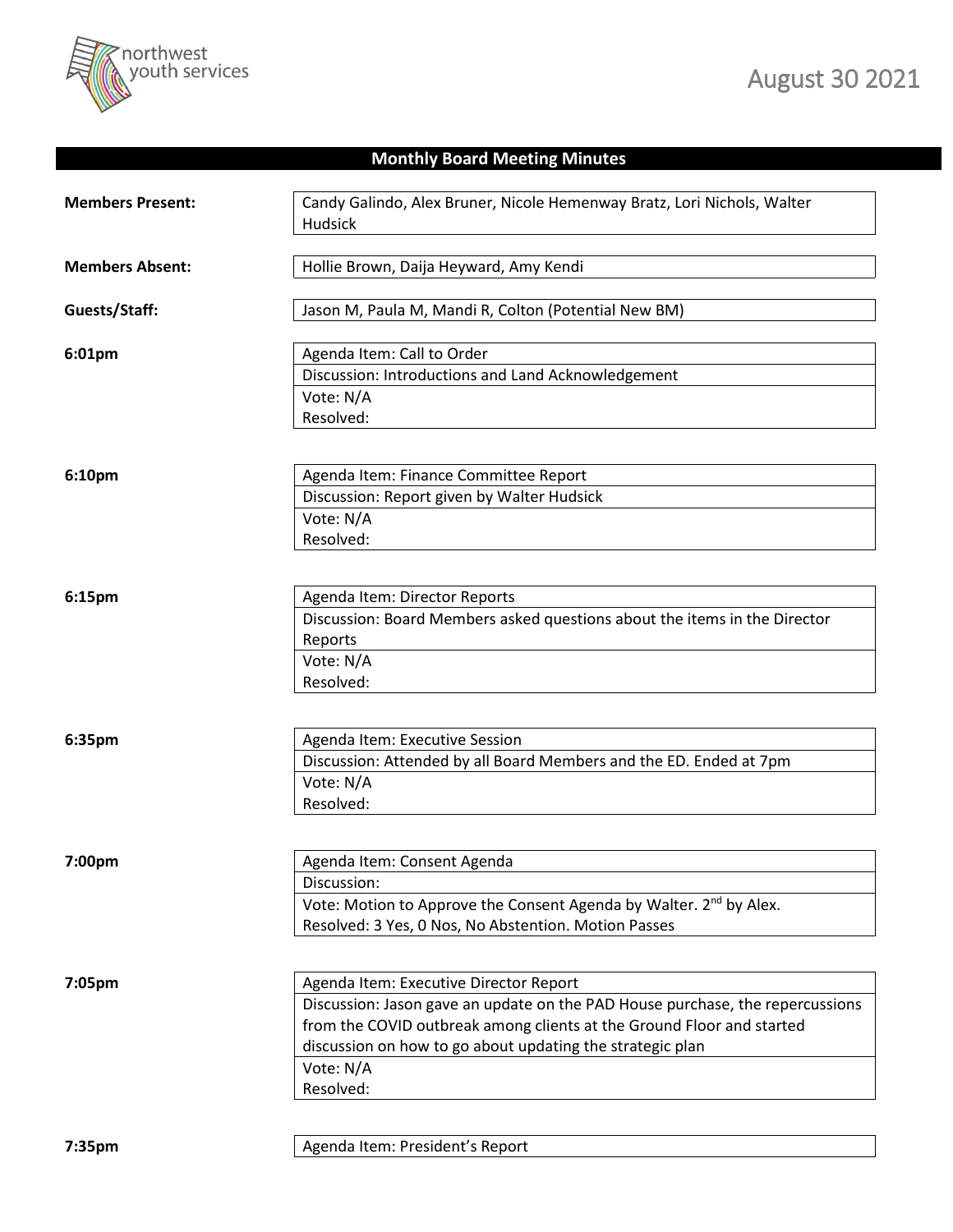northwest youth services

August 30 2021

## Monthly Board Meeting Minutes

**Members Present:** Candy Galindo, Alex Bruner, Nicole Hemenway Bratz, Lori Nichols, Walter Hudsick

**Members Absent:** Hollie Brown, Daija Heyward, Amy Kendi

**Guests/Staff:** Jason M, Paula M, Mandi R, Colton (Potential New BM)

**6:01pm**

Agenda Item: Call to Order
Discussion: Introductions and Land Acknowledgement
Vote: N/A
Resolved:

**6:10pm**

Agenda Item: Finance Committee Report
Discussion: Report given by Walter Hudsick
Vote: N/A
Resolved:

**6:15pm**

Agenda Item: Director Reports
Discussion: Board Members asked questions about the items in the Director Reports
Vote: N/A
Resolved:

**6:35pm**

Agenda Item: Executive Session
Discussion: Attended by all Board Members and the ED. Ended at 7pm
Vote: N/A
Resolved:

**7:00pm**

Agenda Item: Consent Agenda
Discussion:
Vote: Motion to Approve the Consent Agenda by Walter. 2nd by Alex.
Resolved: 3 Yes, 0 Nos, No Abstention. Motion Passes

**7:05pm**

Agenda Item: Executive Director Report
Discussion: Jason gave an update on the PAD House purchase, the repercussions from the COVID outbreak among clients at the Ground Floor and started discussion on how to go about updating the strategic plan
Vote: N/A
Resolved:

**7:35pm**

Agenda Item: President's Report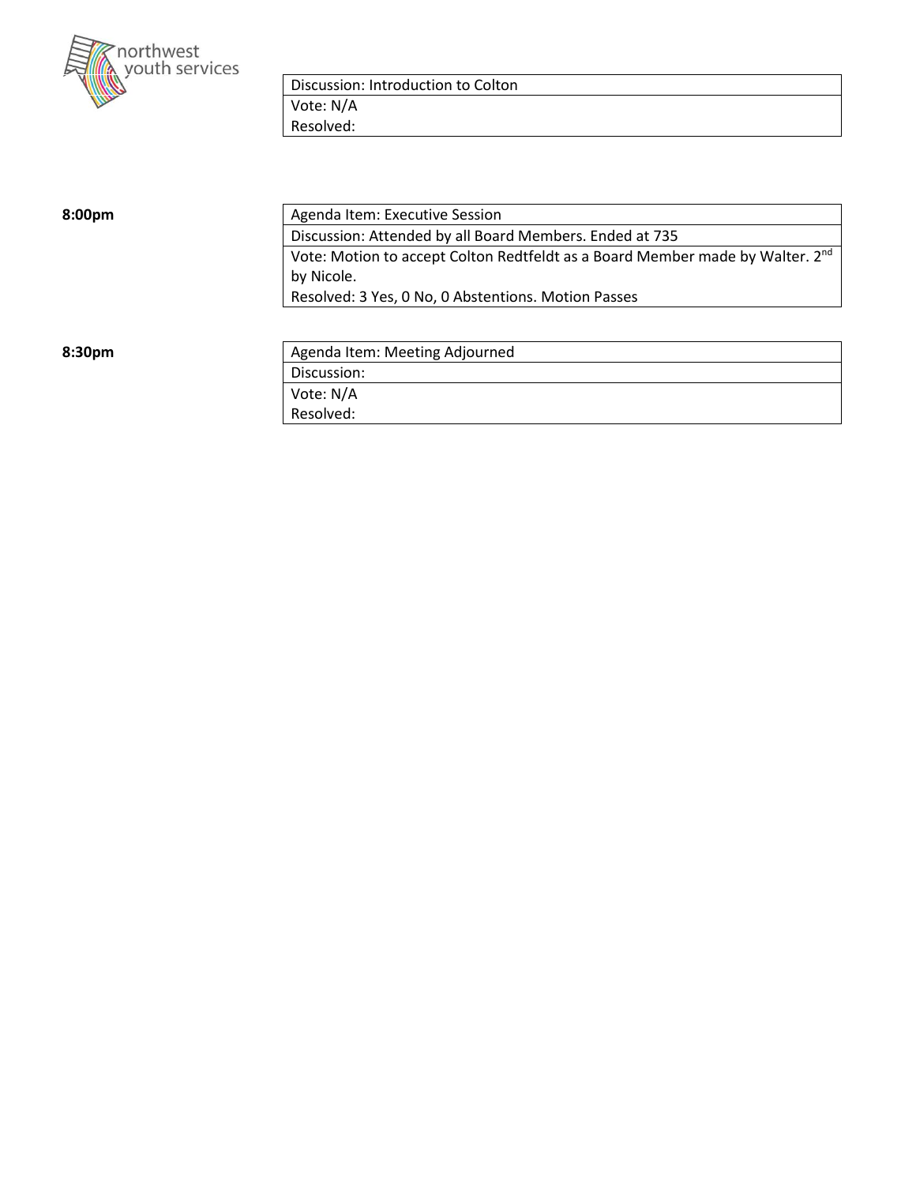| | |
|---|---|
| | Discussion: Introduction to Colton |
| | Vote: N/A<br>Resolved: |

| | |
|---|---|
| **8:00pm** | Agenda Item: Executive Session |
| | Discussion: Attended by all Board Members. Ended at 735 |
| | Vote: Motion to accept Colton Redtfeldt as a Board Member made by Walter. 2nd by Nicole.<br>Resolved: 3 Yes, 0 No, 0 Abstentions. Motion Passes |

| | |
|---|---|
| **8:30pm** | Agenda Item: Meeting Adjourned |
| | Discussion: |
| | Vote: N/A<br>Resolved: |